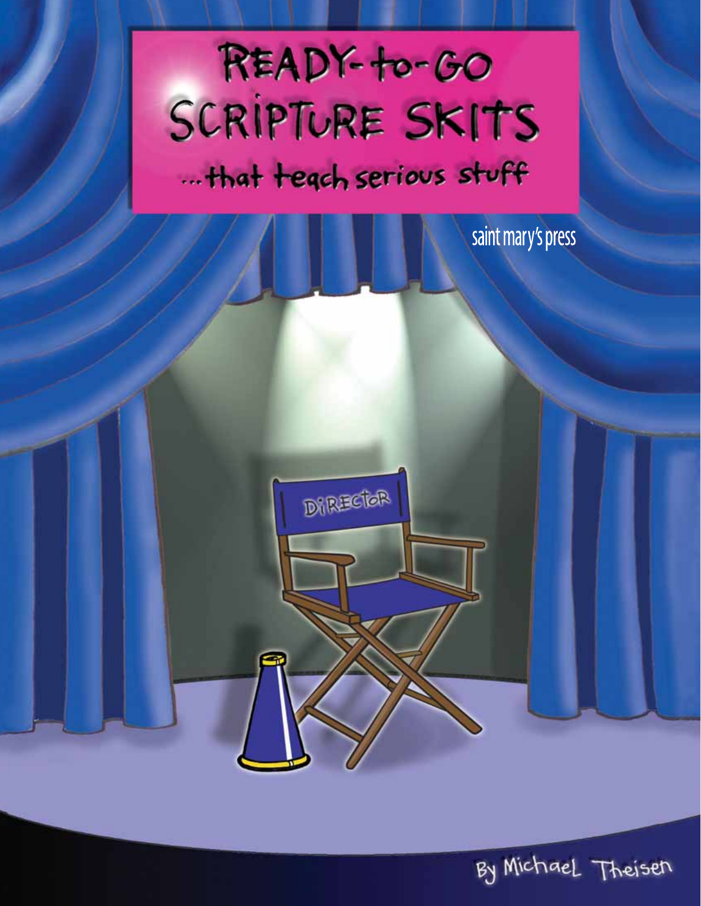# READY-to-GO SCRIPTURE SKITS

## ...that teach serious stuff

saint mary's press

By Michael Theisen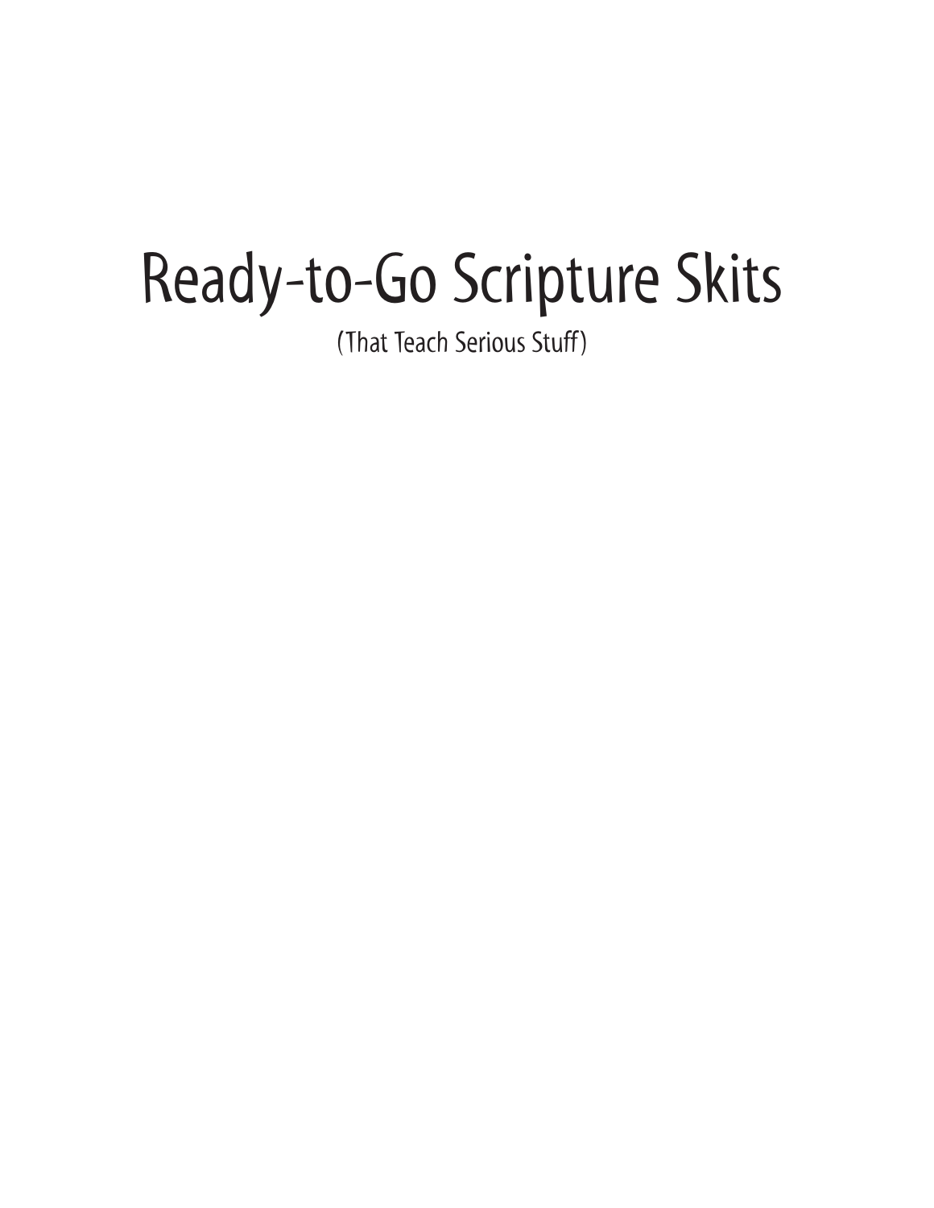# Ready-to-Go Scripture Skits

(That Teach Serious Stuff)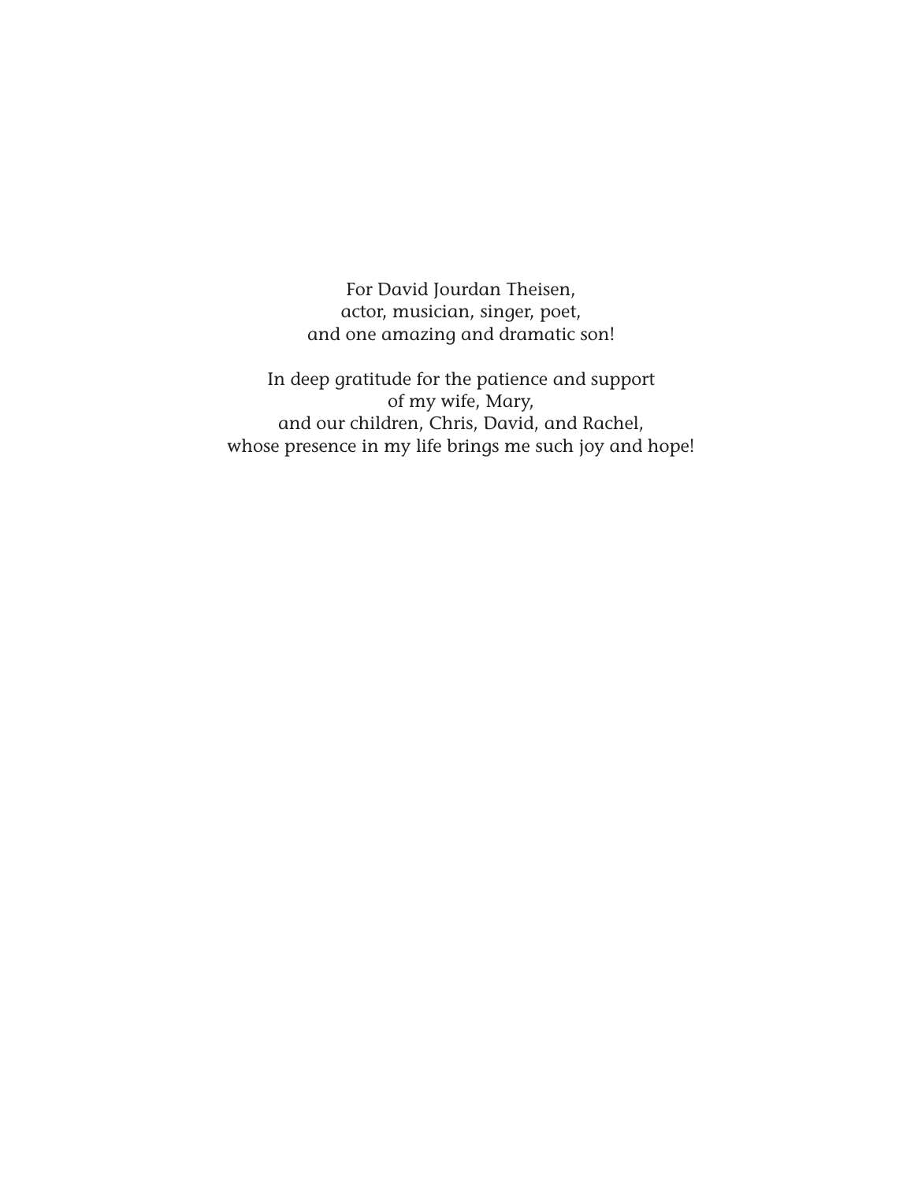For David Jourdan Theisen,  
actor, musician, singer, poet,  
and one amazing and dramatic son!

In deep gratitude for the patience and support  
of my wife, Mary,  
and our children, Chris, David, and Rachel,  
whose presence in my life brings me such joy and hope!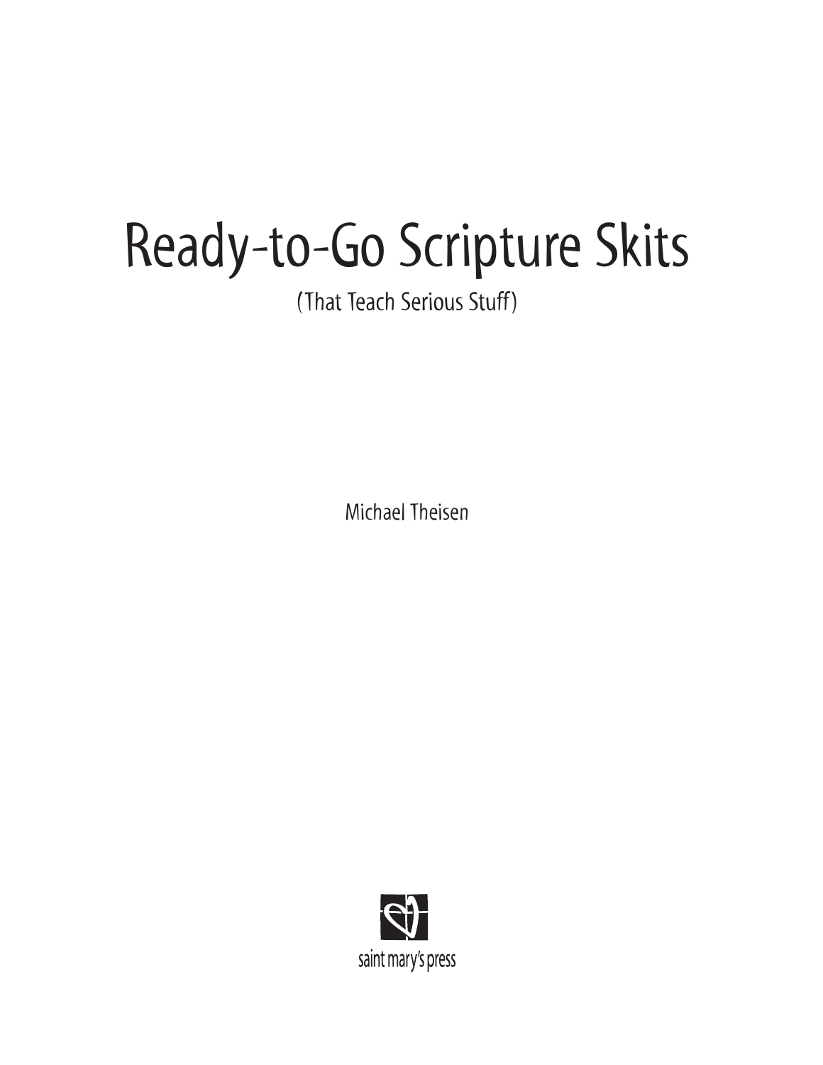# Ready-to-Go Scripture Skits

(That Teach Serious Stuff)

Michael Theisen

saint mary's press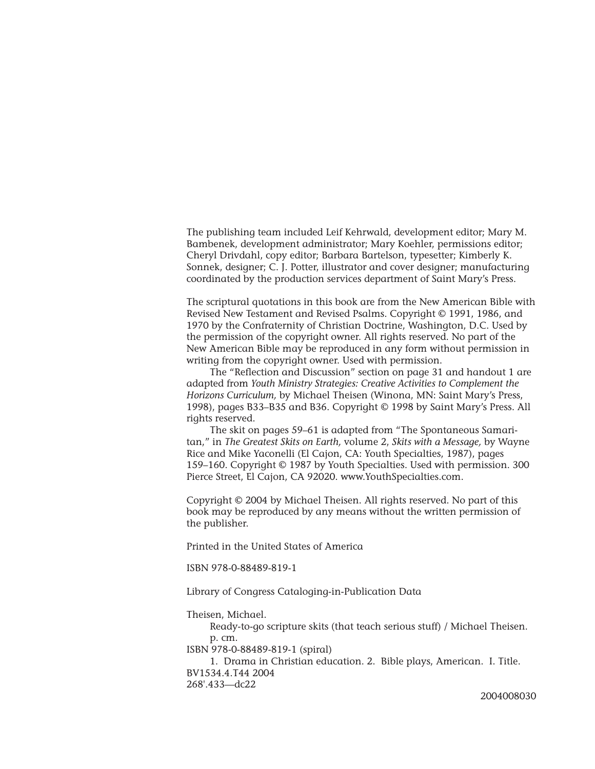The publishing team included Leif Kehrwald, development editor; Mary M. Bambenek, development administrator; Mary Koehler, permissions editor; Cheryl Drivdahl, copy editor; Barbara Bartelson, typesetter; Kimberly K. Sonnek, designer; C. J. Potter, illustrator and cover designer; manufacturing coordinated by the production services department of Saint Mary's Press.

The scriptural quotations in this book are from the New American Bible with Revised New Testament and Revised Psalms. Copyright © 1991, 1986, and 1970 by the Confraternity of Christian Doctrine, Washington, D.C. Used by the permission of the copyright owner. All rights reserved. No part of the New American Bible may be reproduced in any form without permission in writing from the copyright owner. Used with permission.

The "Reflection and Discussion" section on page 31 and handout 1 are adapted from *Youth Ministry Strategies: Creative Activities to Complement the Horizons Curriculum,* by Michael Theisen (Winona, MN: Saint Mary's Press, 1998), pages B33–B35 and B36. Copyright © 1998 by Saint Mary's Press. All rights reserved.

The skit on pages 59–61 is adapted from "The Spontaneous Samaritan," in *The Greatest Skits on Earth,* volume 2, *Skits with a Message,* by Wayne Rice and Mike Yaconelli (El Cajon, CA: Youth Specialties, 1987), pages 159–160. Copyright © 1987 by Youth Specialties. Used with permission. 300 Pierce Street, El Cajon, CA 92020. www.YouthSpecialties.com.

Copyright © 2004 by Michael Theisen. All rights reserved. No part of this book may be reproduced by any means without the written permission of the publisher.

Printed in the United States of America

ISBN 978-0-88489-819-1

Library of Congress Cataloging-in-Publication Data

Theisen, Michael.
Ready-to-go scripture skits (that teach serious stuff) / Michael Theisen.
p. cm.
ISBN 978-0-88489-819-1 (spiral)
1. Drama in Christian education. 2. Bible plays, American. I. Title.
BV1534.4.T44 2004
268'.433—dc22

2004008030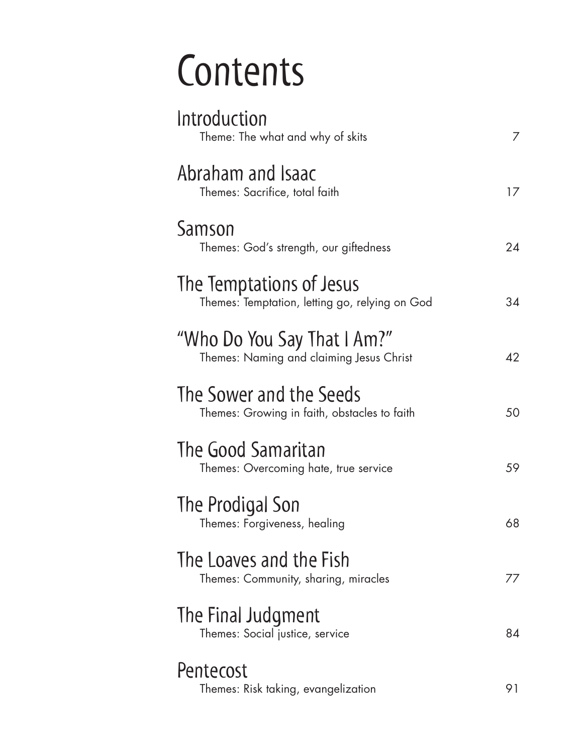# Contents

## Introduction
Theme: The what and why of skits — 7

## Abraham and Isaac
Themes: Sacrifice, total faith — 17

## Samson
Themes: God's strength, our giftedness — 24

## The Temptations of Jesus
Themes: Temptation, letting go, relying on God — 34

## "Who Do You Say That I Am?"
Themes: Naming and claiming Jesus Christ — 42

## The Sower and the Seeds
Themes: Growing in faith, obstacles to faith — 50

## The Good Samaritan
Themes: Overcoming hate, true service — 59

## The Prodigal Son
Themes: Forgiveness, healing — 68

## The Loaves and the Fish
Themes: Community, sharing, miracles — 77

## The Final Judgment
Themes: Social justice, service — 84

## Pentecost
Themes: Risk taking, evangelization — 91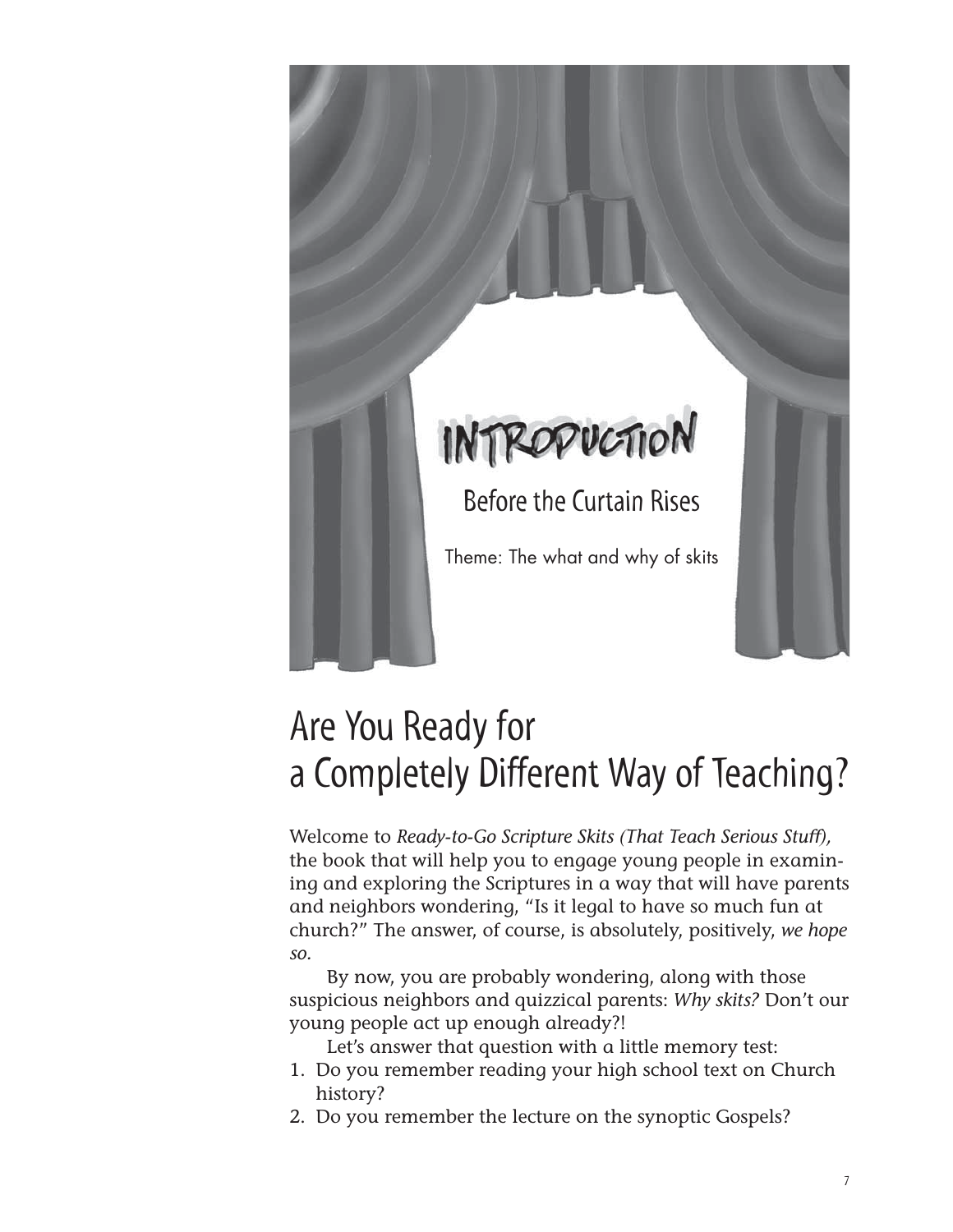# INTRODUCTION

## Before the Curtain Rises

Theme: The what and why of skits

# Are You Ready for a Completely Different Way of Teaching?

Welcome to *Ready-to-Go Scripture Skits (That Teach Serious Stuff),* the book that will help you to engage young people in examining and exploring the Scriptures in a way that will have parents and neighbors wondering, "Is it legal to have so much fun at church?" The answer, of course, is absolutely, positively, *we hope so.*

By now, you are probably wondering, along with those suspicious neighbors and quizzical parents: *Why skits?* Don't our young people act up enough already?!

Let's answer that question with a little memory test:

1. Do you remember reading your high school text on Church history?
2. Do you remember the lecture on the synoptic Gospels?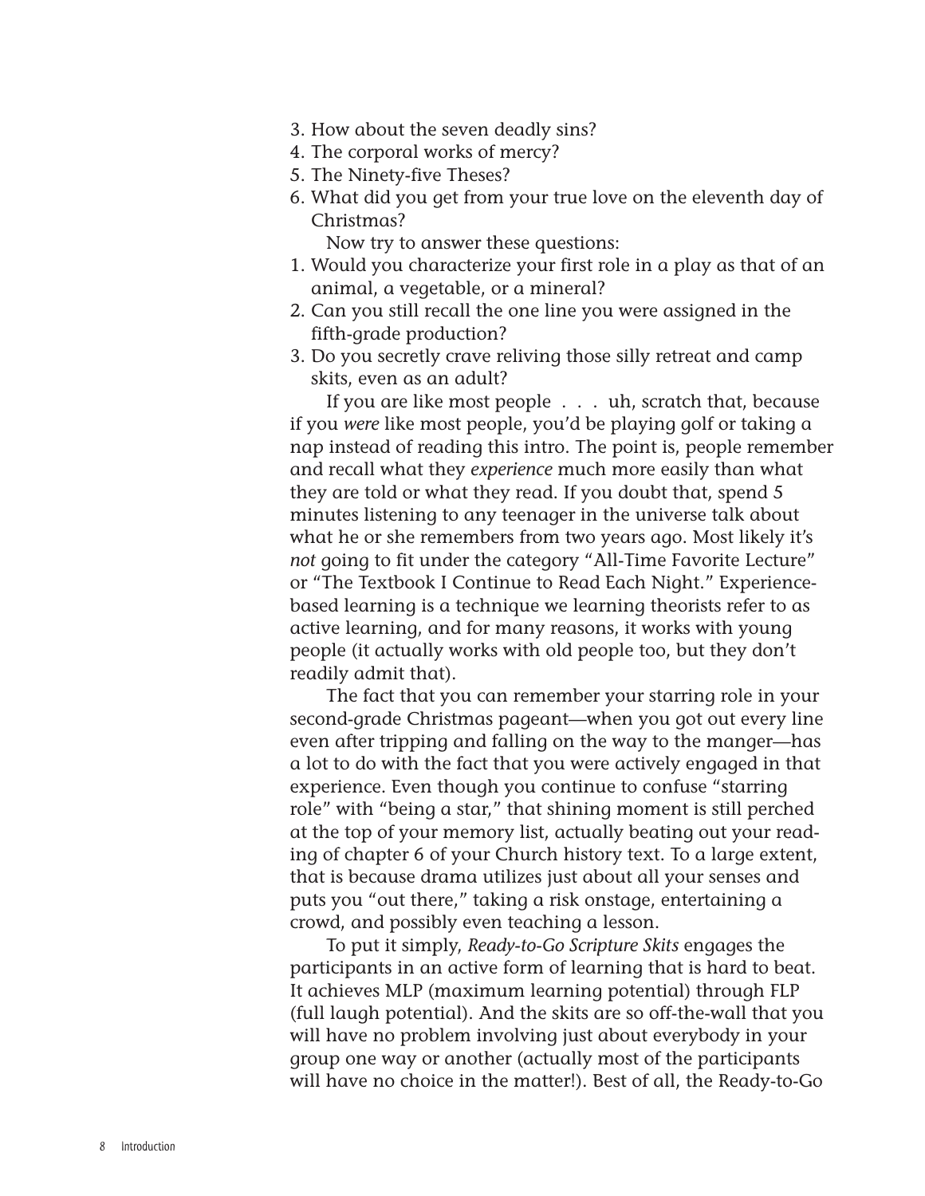3. How about the seven deadly sins?
4. The corporal works of mercy?
5. The Ninety-five Theses?
6. What did you get from your true love on the eleventh day of Christmas?

Now try to answer these questions:

1. Would you characterize your first role in a play as that of an animal, a vegetable, or a mineral?
2. Can you still recall the one line you were assigned in the fifth-grade production?
3. Do you secretly crave reliving those silly retreat and camp skits, even as an adult?

If you are like most people . . . uh, scratch that, because if you *were* like most people, you'd be playing golf or taking a nap instead of reading this intro. The point is, people remember and recall what they *experience* much more easily than what they are told or what they read. If you doubt that, spend 5 minutes listening to any teenager in the universe talk about what he or she remembers from two years ago. Most likely it's *not* going to fit under the category "All-Time Favorite Lecture" or "The Textbook I Continue to Read Each Night." Experience-based learning is a technique we learning theorists refer to as active learning, and for many reasons, it works with young people (it actually works with old people too, but they don't readily admit that).

The fact that you can remember your starring role in your second-grade Christmas pageant—when you got out every line even after tripping and falling on the way to the manger—has a lot to do with the fact that you were actively engaged in that experience. Even though you continue to confuse "starring role" with "being a star," that shining moment is still perched at the top of your memory list, actually beating out your reading of chapter 6 of your Church history text. To a large extent, that is because drama utilizes just about all your senses and puts you "out there," taking a risk onstage, entertaining a crowd, and possibly even teaching a lesson.

To put it simply, *Ready-to-Go Scripture Skits* engages the participants in an active form of learning that is hard to beat. It achieves MLP (maximum learning potential) through FLP (full laugh potential). And the skits are so off-the-wall that you will have no problem involving just about everybody in your group one way or another (actually most of the participants will have no choice in the matter!). Best of all, the Ready-to-Go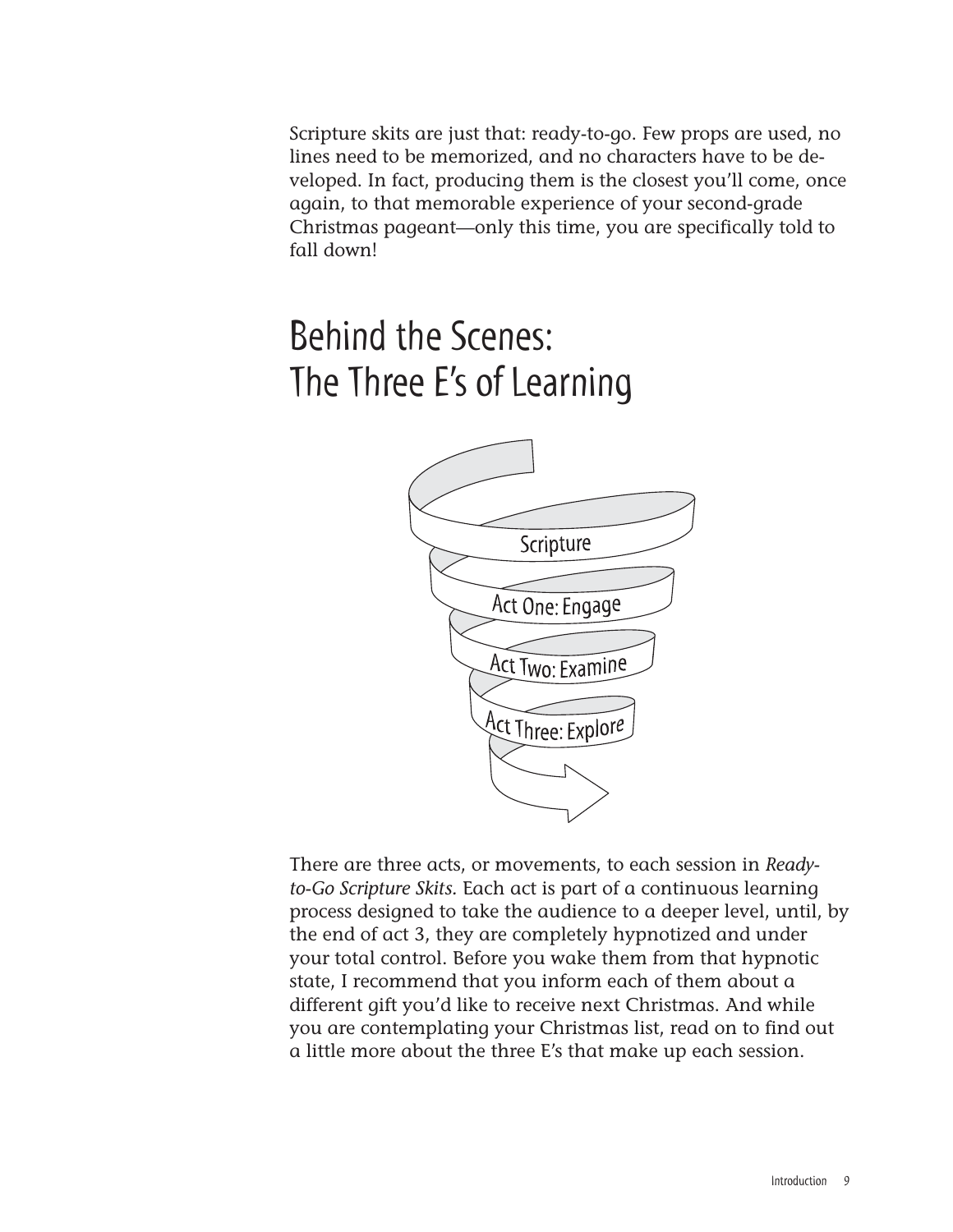Scripture skits are just that: ready-to-go. Few props are used, no lines need to be memorized, and no characters have to be developed. In fact, producing them is the closest you'll come, once again, to that memorable experience of your second-grade Christmas pageant—only this time, you are specifically told to fall down!

## Behind the Scenes: The Three E's of Learning

Scripture

Act One: Engage

Act Two: Examine

Act Three: Explore

There are three acts, or movements, to each session in *Ready-to-Go Scripture Skits*. Each act is part of a continuous learning process designed to take the audience to a deeper level, until, by the end of act 3, they are completely hypnotized and under your total control. Before you wake them from that hypnotic state, I recommend that you inform each of them about a different gift you'd like to receive next Christmas. And while you are contemplating your Christmas list, read on to find out a little more about the three E's that make up each session.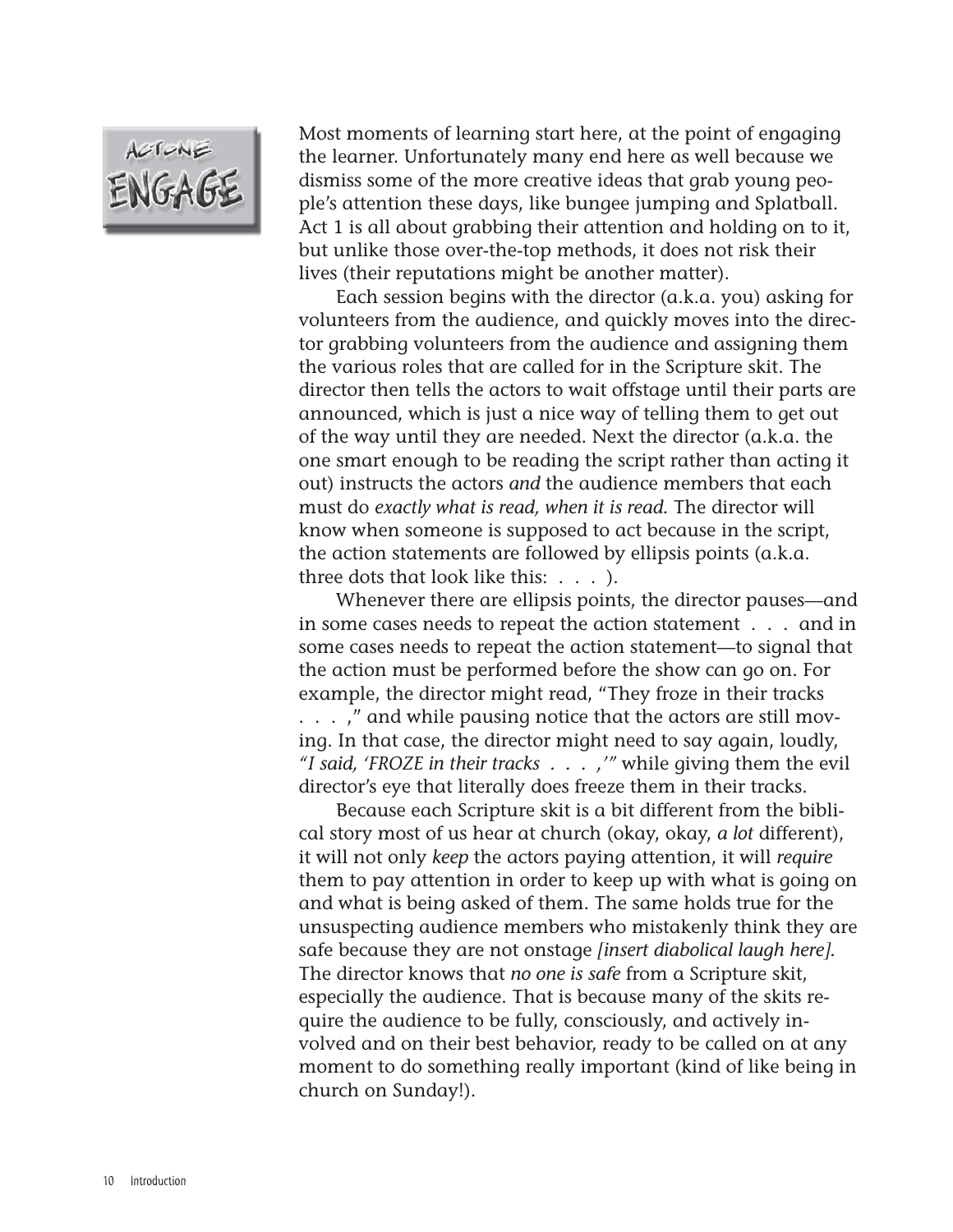# Act One: Engage

Most moments of learning start here, at the point of engaging the learner. Unfortunately many end here as well because we dismiss some of the more creative ideas that grab young people's attention these days, like bungee jumping and Splatball. Act 1 is all about grabbing their attention and holding on to it, but unlike those over-the-top methods, it does not risk their lives (their reputations might be another matter).

Each session begins with the director (a.k.a. you) asking for volunteers from the audience, and quickly moves into the director grabbing volunteers from the audience and assigning them the various roles that are called for in the Scripture skit. The director then tells the actors to wait offstage until their parts are announced, which is just a nice way of telling them to get out of the way until they are needed. Next the director (a.k.a. the one smart enough to be reading the script rather than acting it out) instructs the actors *and* the audience members that each must do *exactly what is read, when it is read.* The director will know when someone is supposed to act because in the script, the action statements are followed by ellipsis points (a.k.a. three dots that look like this: . . . ).

Whenever there are ellipsis points, the director pauses—and in some cases needs to repeat the action statement . . . and in some cases needs to repeat the action statement—to signal that the action must be performed before the show can go on. For example, the director might read, "They froze in their tracks . . . ," and while pausing notice that the actors are still moving. In that case, the director might need to say again, loudly, *"I said, 'FROZE in their tracks . . . ,'"* while giving them the evil director's eye that literally does freeze them in their tracks.

Because each Scripture skit is a bit different from the biblical story most of us hear at church (okay, okay, *a lot* different), it will not only *keep* the actors paying attention, it will *require* them to pay attention in order to keep up with what is going on and what is being asked of them. The same holds true for the unsuspecting audience members who mistakenly think they are safe because they are not onstage *[insert diabolical laugh here].* The director knows that *no one is safe* from a Scripture skit, especially the audience. That is because many of the skits require the audience to be fully, consciously, and actively involved and on their best behavior, ready to be called on at any moment to do something really important (kind of like being in church on Sunday!).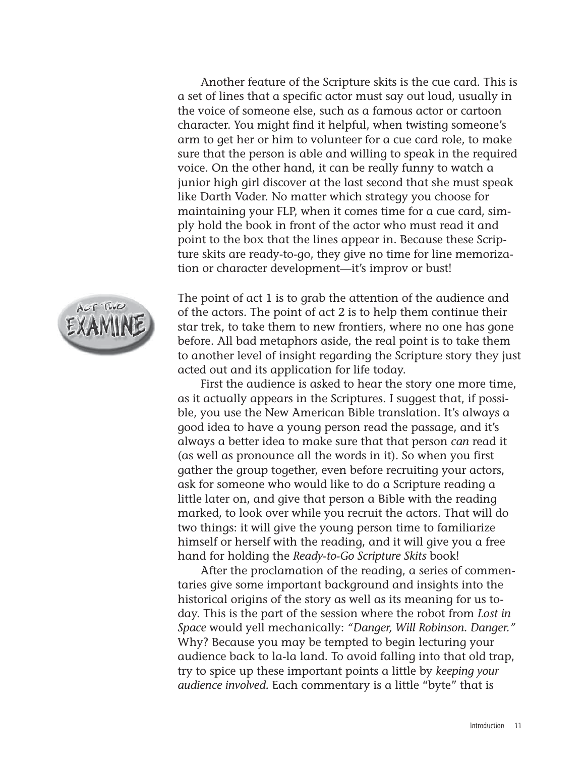Another feature of the Scripture skits is the cue card. This is a set of lines that a specific actor must say out loud, usually in the voice of someone else, such as a famous actor or cartoon character. You might find it helpful, when twisting someone's arm to get her or him to volunteer for a cue card role, to make sure that the person is able and willing to speak in the required voice. On the other hand, it can be really funny to watch a junior high girl discover at the last second that she must speak like Darth Vader. No matter which strategy you choose for maintaining your FLP, when it comes time for a cue card, simply hold the book in front of the actor who must read it and point to the box that the lines appear in. Because these Scripture skits are ready-to-go, they give no time for line memorization or character development—it's improv or bust!

## Act Two: Examine

The point of act 1 is to grab the attention of the audience and of the actors. The point of act 2 is to help them continue their star trek, to take them to new frontiers, where no one has gone before. All bad metaphors aside, the real point is to take them to another level of insight regarding the Scripture story they just acted out and its application for life today.

First the audience is asked to hear the story one more time, as it actually appears in the Scriptures. I suggest that, if possible, you use the New American Bible translation. It's always a good idea to have a young person read the passage, and it's always a better idea to make sure that that person *can* read it (as well as pronounce all the words in it). So when you first gather the group together, even before recruiting your actors, ask for someone who would like to do a Scripture reading a little later on, and give that person a Bible with the reading marked, to look over while you recruit the actors. That will do two things: it will give the young person time to familiarize himself or herself with the reading, and it will give you a free hand for holding the *Ready-to-Go Scripture Skits* book!

After the proclamation of the reading, a series of commentaries give some important background and insights into the historical origins of the story as well as its meaning for us today. This is the part of the session where the robot from *Lost in Space* would yell mechanically: *"Danger, Will Robinson. Danger."* Why? Because you may be tempted to begin lecturing your audience back to la-la land. To avoid falling into that old trap, try to spice up these important points a little by *keeping your audience involved*. Each commentary is a little "byte" that is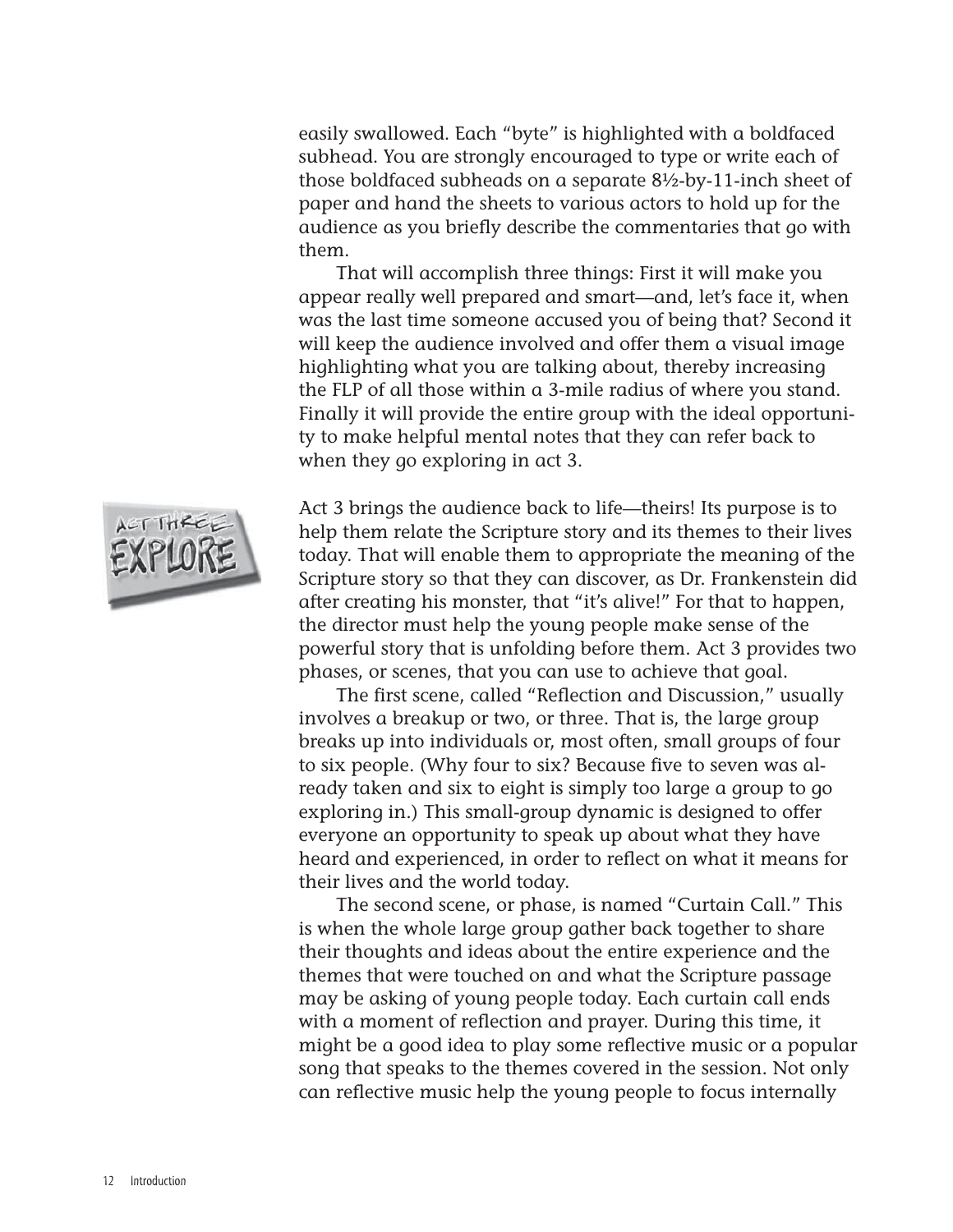easily swallowed. Each "byte" is highlighted with a boldfaced subhead. You are strongly encouraged to type or write each of those boldfaced subheads on a separate 8½-by-11-inch sheet of paper and hand the sheets to various actors to hold up for the audience as you briefly describe the commentaries that go with them.

That will accomplish three things: First it will make you appear really well prepared and smart—and, let's face it, when was the last time someone accused you of being that? Second it will keep the audience involved and offer them a visual image highlighting what you are talking about, thereby increasing the FLP of all those within a 3-mile radius of where you stand. Finally it will provide the entire group with the ideal opportunity to make helpful mental notes that they can refer back to when they go exploring in act 3.

Act Three: Explore

Act 3 brings the audience back to life—theirs! Its purpose is to help them relate the Scripture story and its themes to their lives today. That will enable them to appropriate the meaning of the Scripture story so that they can discover, as Dr. Frankenstein did after creating his monster, that "it's alive!" For that to happen, the director must help the young people make sense of the powerful story that is unfolding before them. Act 3 provides two phases, or scenes, that you can use to achieve that goal.

The first scene, called "Reflection and Discussion," usually involves a breakup or two, or three. That is, the large group breaks up into individuals or, most often, small groups of four to six people. (Why four to six? Because five to seven was already taken and six to eight is simply too large a group to go exploring in.) This small-group dynamic is designed to offer everyone an opportunity to speak up about what they have heard and experienced, in order to reflect on what it means for their lives and the world today.

The second scene, or phase, is named "Curtain Call." This is when the whole large group gather back together to share their thoughts and ideas about the entire experience and the themes that were touched on and what the Scripture passage may be asking of young people today. Each curtain call ends with a moment of reflection and prayer. During this time, it might be a good idea to play some reflective music or a popular song that speaks to the themes covered in the session. Not only can reflective music help the young people to focus internally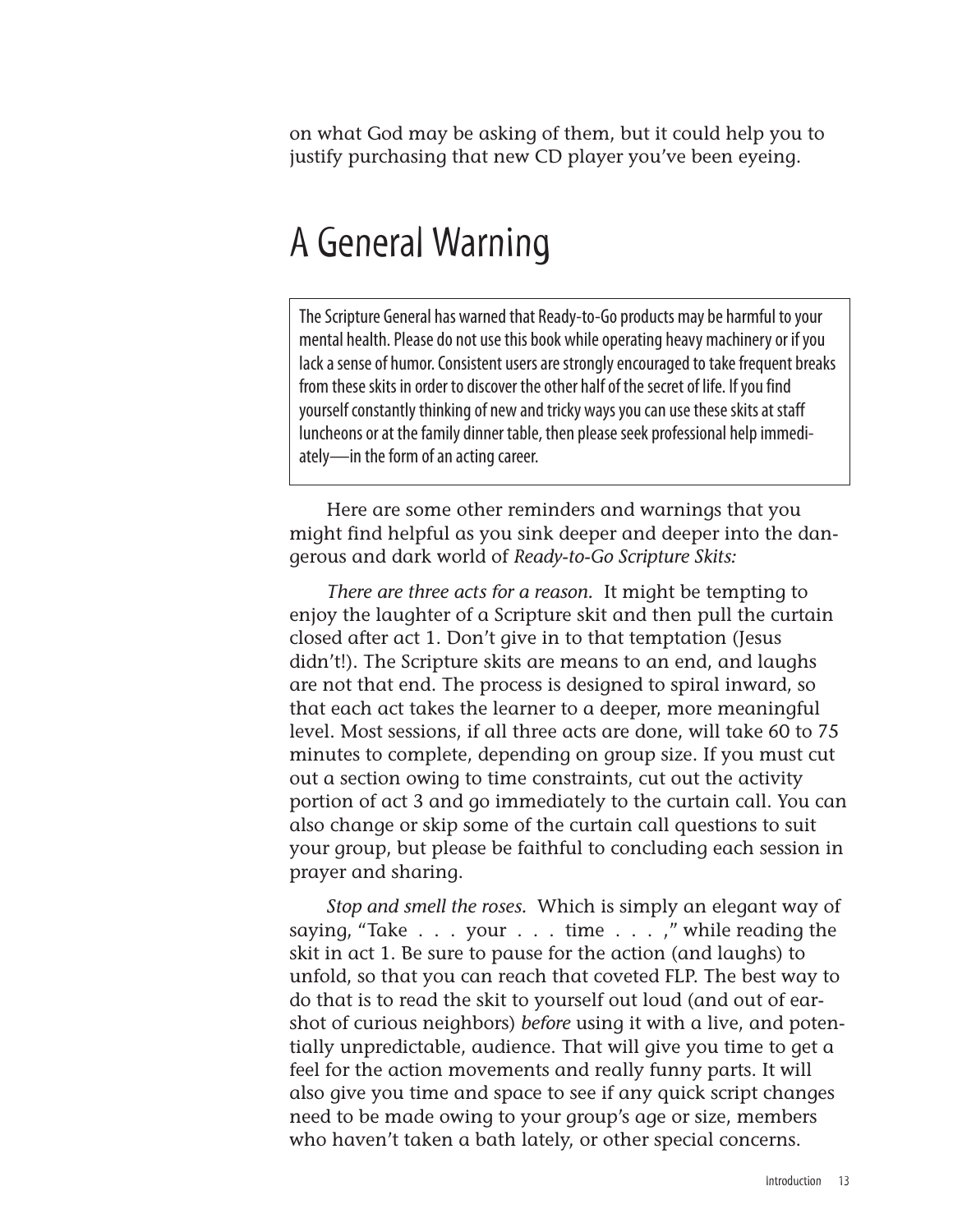on what God may be asking of them, but it could help you to justify purchasing that new CD player you've been eyeing.

# A General Warning

> The Scripture General has warned that Ready-to-Go products may be harmful to your mental health. Please do not use this book while operating heavy machinery or if you lack a sense of humor. Consistent users are strongly encouraged to take frequent breaks from these skits in order to discover the other half of the secret of life. If you find yourself constantly thinking of new and tricky ways you can use these skits at staff luncheons or at the family dinner table, then please seek professional help immediately—in the form of an acting career.

Here are some other reminders and warnings that you might find helpful as you sink deeper and deeper into the dangerous and dark world of *Ready-to-Go Scripture Skits:*

*There are three acts for a reason.* It might be tempting to enjoy the laughter of a Scripture skit and then pull the curtain closed after act 1. Don't give in to that temptation (Jesus didn't!). The Scripture skits are means to an end, and laughs are not that end. The process is designed to spiral inward, so that each act takes the learner to a deeper, more meaningful level. Most sessions, if all three acts are done, will take 60 to 75 minutes to complete, depending on group size. If you must cut out a section owing to time constraints, cut out the activity portion of act 3 and go immediately to the curtain call. You can also change or skip some of the curtain call questions to suit your group, but please be faithful to concluding each session in prayer and sharing.

*Stop and smell the roses.* Which is simply an elegant way of saying, "Take . . . your . . . time . . . ," while reading the skit in act 1. Be sure to pause for the action (and laughs) to unfold, so that you can reach that coveted FLP. The best way to do that is to read the skit to yourself out loud (and out of earshot of curious neighbors) *before* using it with a live, and potentially unpredictable, audience. That will give you time to get a feel for the action movements and really funny parts. It will also give you time and space to see if any quick script changes need to be made owing to your group's age or size, members who haven't taken a bath lately, or other special concerns.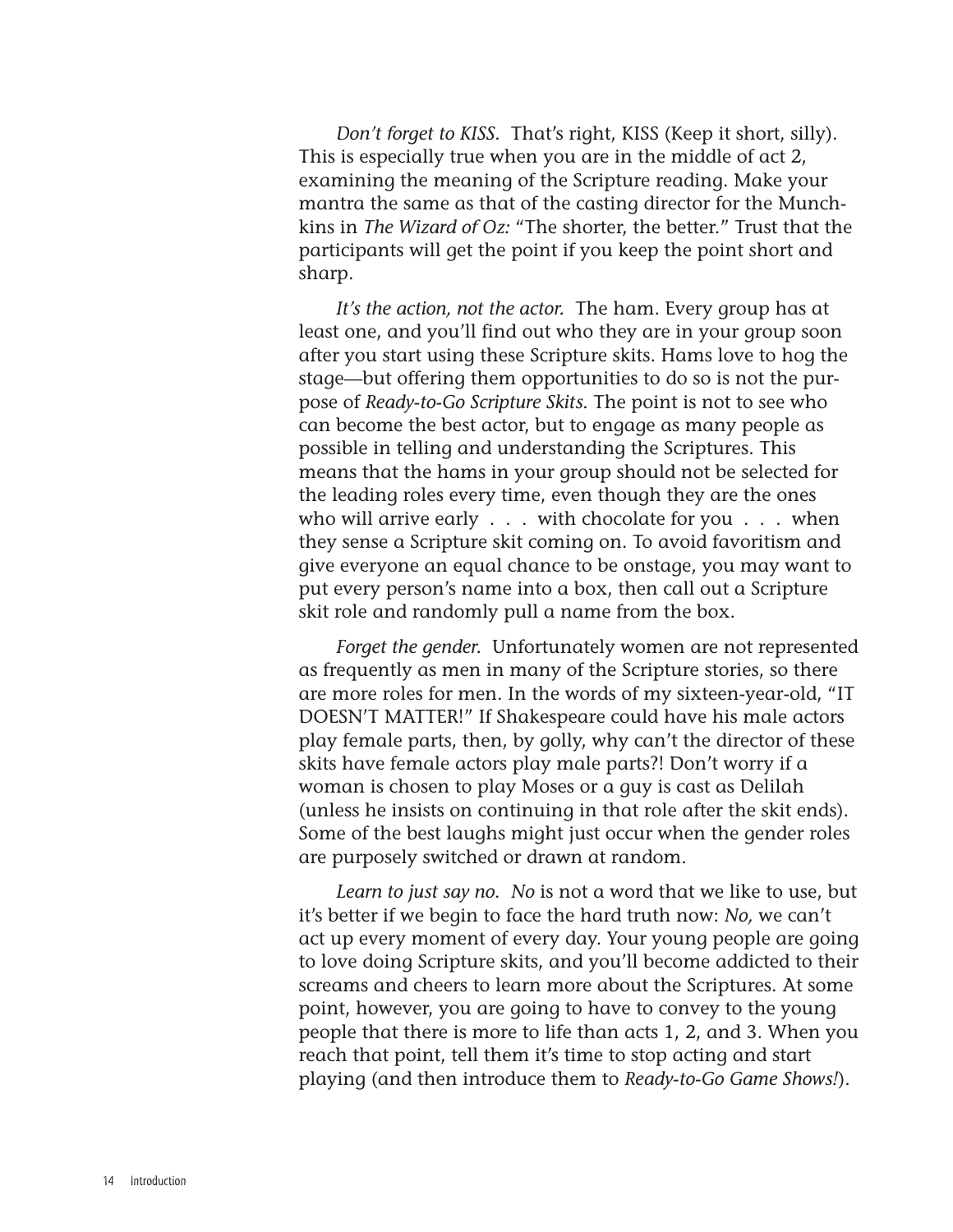*Don't forget to KISS.* That's right, KISS (Keep it short, silly). This is especially true when you are in the middle of act 2, examining the meaning of the Scripture reading. Make your mantra the same as that of the casting director for the Munchkins in *The Wizard of Oz:* "The shorter, the better." Trust that the participants will get the point if you keep the point short and sharp.

*It's the action, not the actor.* The ham. Every group has at least one, and you'll find out who they are in your group soon after you start using these Scripture skits. Hams love to hog the stage—but offering them opportunities to do so is not the purpose of *Ready-to-Go Scripture Skits.* The point is not to see who can become the best actor, but to engage as many people as possible in telling and understanding the Scriptures. This means that the hams in your group should not be selected for the leading roles every time, even though they are the ones who will arrive early . . . with chocolate for you . . . when they sense a Scripture skit coming on. To avoid favoritism and give everyone an equal chance to be onstage, you may want to put every person's name into a box, then call out a Scripture skit role and randomly pull a name from the box.

*Forget the gender.* Unfortunately women are not represented as frequently as men in many of the Scripture stories, so there are more roles for men. In the words of my sixteen-year-old, "IT DOESN'T MATTER!" If Shakespeare could have his male actors play female parts, then, by golly, why can't the director of these skits have female actors play male parts?! Don't worry if a woman is chosen to play Moses or a guy is cast as Delilah (unless he insists on continuing in that role after the skit ends). Some of the best laughs might just occur when the gender roles are purposely switched or drawn at random.

*Learn to just say no.* *No* is not a word that we like to use, but it's better if we begin to face the hard truth now: *No,* we can't act up every moment of every day. Your young people are going to love doing Scripture skits, and you'll become addicted to their screams and cheers to learn more about the Scriptures. At some point, however, you are going to have to convey to the young people that there is more to life than acts 1, 2, and 3. When you reach that point, tell them it's time to stop acting and start playing (and then introduce them to *Ready-to-Go Game Shows!*).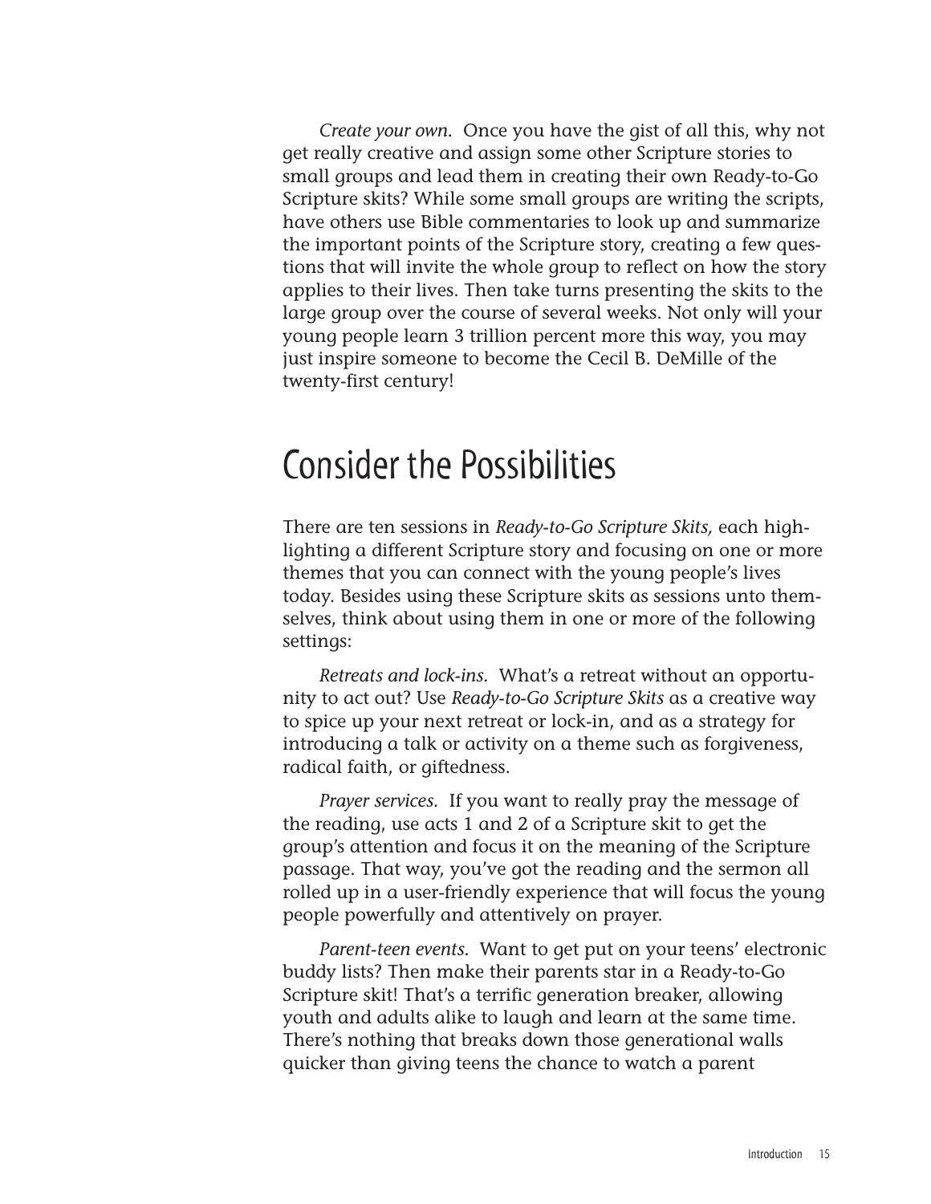*Create your own.* Once you have the gist of all this, why not get really creative and assign some other Scripture stories to small groups and lead them in creating their own Ready-to-Go Scripture skits? While some small groups are writing the scripts, have others use Bible commentaries to look up and summarize the important points of the Scripture story, creating a few questions that will invite the whole group to reflect on how the story applies to their lives. Then take turns presenting the skits to the large group over the course of several weeks. Not only will your young people learn 3 trillion percent more this way, you may just inspire someone to become the Cecil B. DeMille of the twenty-first century!

## Consider the Possibilities

There are ten sessions in *Ready-to-Go Scripture Skits,* each highlighting a different Scripture story and focusing on one or more themes that you can connect with the young people's lives today. Besides using these Scripture skits as sessions unto themselves, think about using them in one or more of the following settings:

*Retreats and lock-ins.* What's a retreat without an opportunity to act out? Use *Ready-to-Go Scripture Skits* as a creative way to spice up your next retreat or lock-in, and as a strategy for introducing a talk or activity on a theme such as forgiveness, radical faith, or giftedness.

*Prayer services.* If you want to really pray the message of the reading, use acts 1 and 2 of a Scripture skit to get the group's attention and focus it on the meaning of the Scripture passage. That way, you've got the reading and the sermon all rolled up in a user-friendly experience that will focus the young people powerfully and attentively on prayer.

*Parent-teen events.* Want to get put on your teens' electronic buddy lists? Then make their parents star in a Ready-to-Go Scripture skit! That's a terrific generation breaker, allowing youth and adults alike to laugh and learn at the same time. There's nothing that breaks down those generational walls quicker than giving teens the chance to watch a parent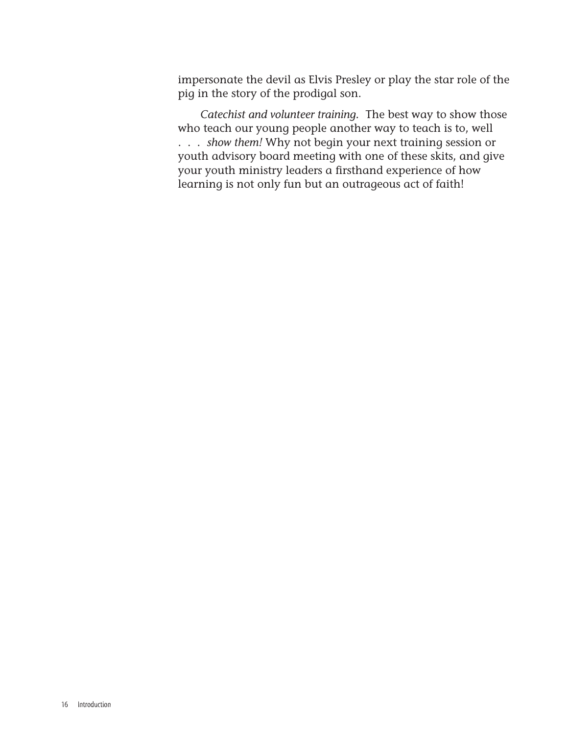impersonate the devil as Elvis Presley or play the star role of the pig in the story of the prodigal son.

*Catechist and volunteer training.* The best way to show those who teach our young people another way to teach is to, well . . . *show them!* Why not begin your next training session or youth advisory board meeting with one of these skits, and give your youth ministry leaders a firsthand experience of how learning is not only fun but an outrageous act of faith!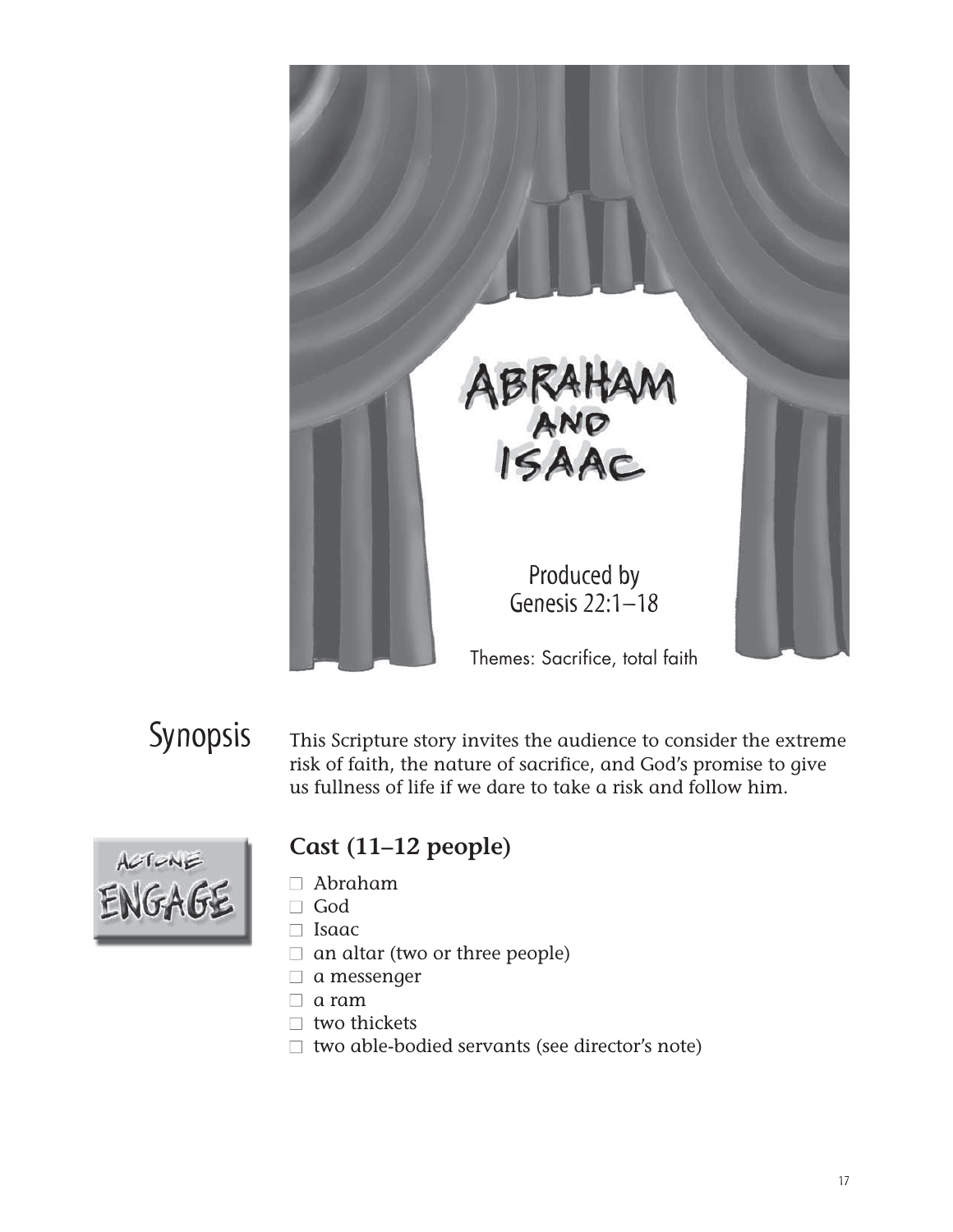# ABRAHAM AND ISAAC

Produced by
Genesis 22:1–18

Themes: Sacrifice, total faith

## Synopsis

This Scripture story invites the audience to consider the extreme risk of faith, the nature of sacrifice, and God's promise to give us fullness of life if we dare to take a risk and follow him.

ACT ONE ENGAGE

### Cast (11–12 people)

- ☐ Abraham
- ☐ God
- ☐ Isaac
- ☐ an altar (two or three people)
- ☐ a messenger
- ☐ a ram
- ☐ two thickets
- ☐ two able-bodied servants (see director's note)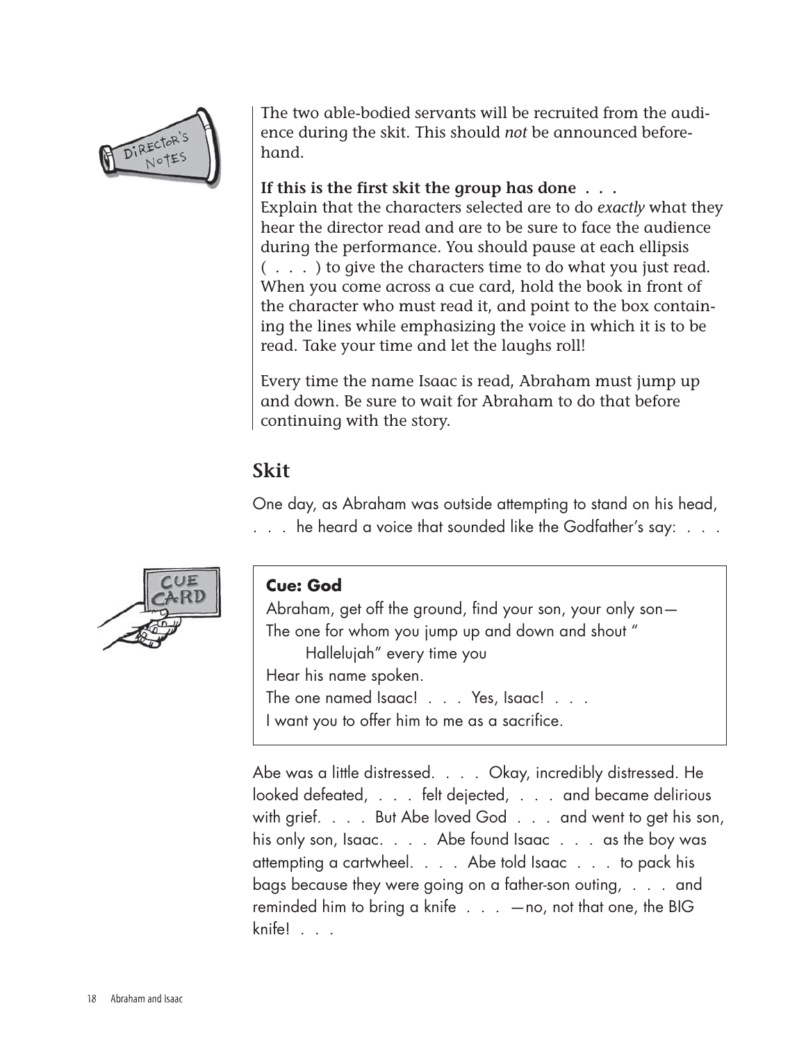The two able-bodied servants will be recruited from the audience during the skit. This should *not* be announced beforehand.

**If this is the first skit the group has done . . .**
Explain that the characters selected are to do *exactly* what they hear the director read and are to be sure to face the audience during the performance. You should pause at each ellipsis ( . . . ) to give the characters time to do what you just read. When you come across a cue card, hold the book in front of the character who must read it, and point to the box containing the lines while emphasizing the voice in which it is to be read. Take your time and let the laughs roll!

Every time the name Isaac is read, Abraham must jump up and down. Be sure to wait for Abraham to do that before continuing with the story.

## Skit

One day, as Abraham was outside attempting to stand on his head, . . . he heard a voice that sounded like the Godfather's say: . . .

> **Cue: God**
> Abraham, get off the ground, find your son, your only son—
> The one for whom you jump up and down and shout "
> Hallelujah" every time you
> Hear his name spoken.
> The one named Isaac! . . . Yes, Isaac! . . .
> I want you to offer him to me as a sacrifice.

Abe was a little distressed. . . . Okay, incredibly distressed. He looked defeated, . . . felt dejected, . . . and became delirious with grief. . . . But Abe loved God . . . and went to get his son, his only son, Isaac. . . . Abe found Isaac . . . as the boy was attempting a cartwheel. . . . Abe told Isaac . . . to pack his bags because they were going on a father-son outing, . . . and reminded him to bring a knife . . . —no, not that one, the BIG knife! . . .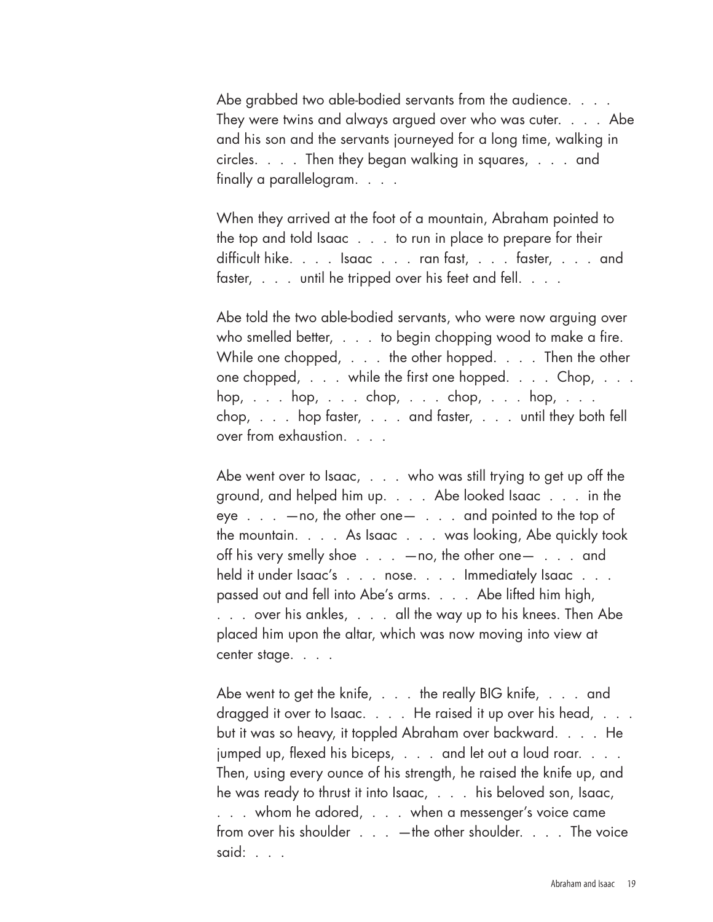Abe grabbed two able-bodied servants from the audience. . . . They were twins and always argued over who was cuter. . . . Abe and his son and the servants journeyed for a long time, walking in circles. . . . Then they began walking in squares, . . . and finally a parallelogram. . . .

When they arrived at the foot of a mountain, Abraham pointed to the top and told Isaac . . . to run in place to prepare for their difficult hike. . . . Isaac . . . ran fast, . . . faster, . . . and faster, . . . until he tripped over his feet and fell. . . .

Abe told the two able-bodied servants, who were now arguing over who smelled better, . . . to begin chopping wood to make a fire. While one chopped, . . . the other hopped. . . . Then the other one chopped, . . . while the first one hopped. . . . Chop, . . . hop, . . . hop, . . . chop, . . . chop, . . . hop, . . . chop, . . . hop faster, . . . and faster, . . . until they both fell over from exhaustion. . . .

Abe went over to Isaac, . . . who was still trying to get up off the ground, and helped him up. . . . Abe looked Isaac . . . in the eye . . . —no, the other one— . . . and pointed to the top of the mountain. . . . As Isaac . . . was looking, Abe quickly took off his very smelly shoe . . . —no, the other one— . . . and held it under Isaac's . . . nose. . . . Immediately Isaac . . . passed out and fell into Abe's arms. . . . Abe lifted him high, . . . over his ankles, . . . all the way up to his knees. Then Abe placed him upon the altar, which was now moving into view at center stage. . . .

Abe went to get the knife, . . . the really BIG knife, . . . and dragged it over to Isaac. . . . He raised it up over his head, . . . but it was so heavy, it toppled Abraham over backward. . . . He jumped up, flexed his biceps, . . . and let out a loud roar. . . . Then, using every ounce of his strength, he raised the knife up, and he was ready to thrust it into Isaac, . . . his beloved son, Isaac, . . . whom he adored, . . . when a messenger's voice came from over his shoulder . . . —the other shoulder. . . . The voice said: . . .